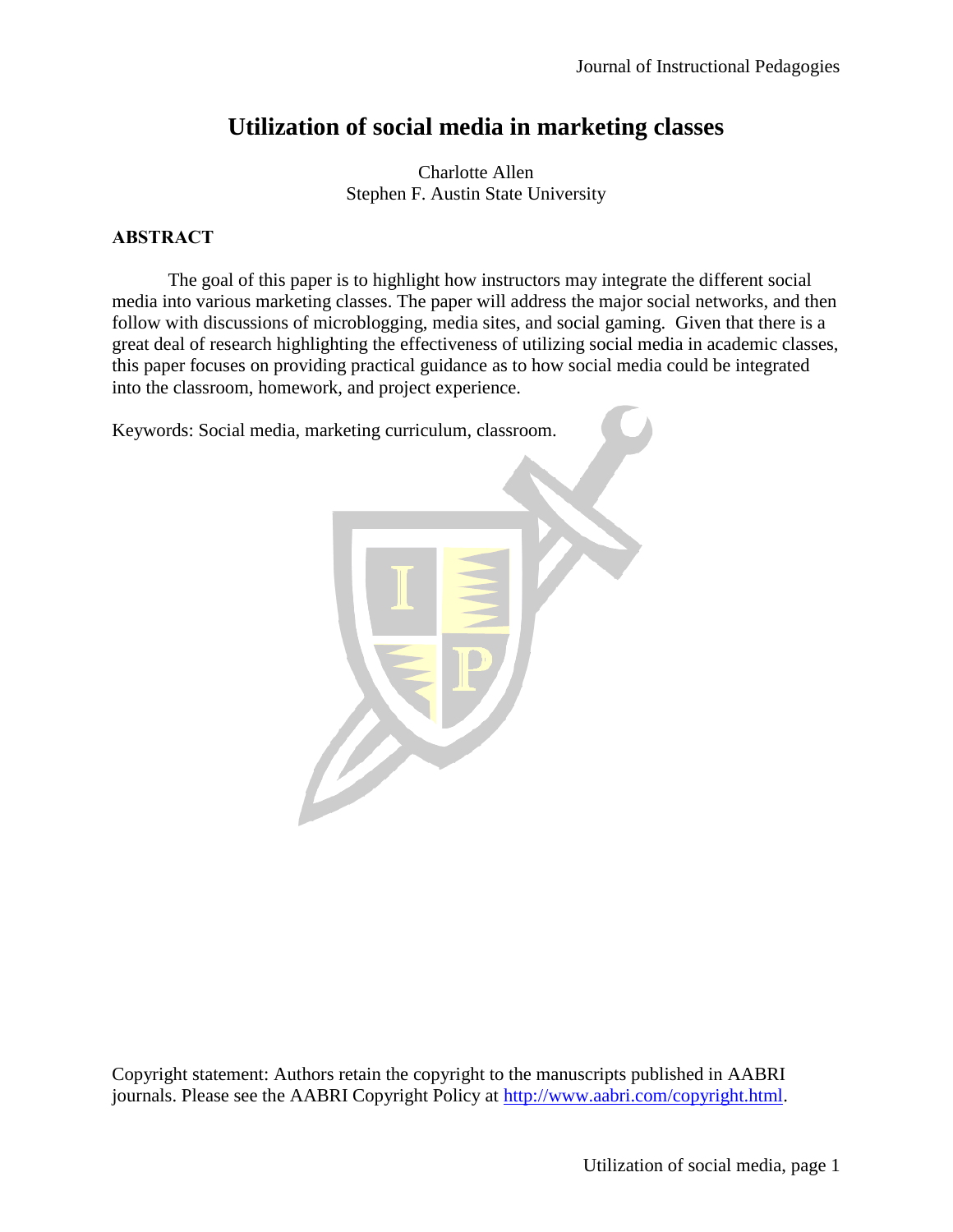# Utilization of social media in marketing classes

Charlotte Allen
Stephen F. Austin State University

## ABSTRACT

The goal of this paper is to highlight how instructors may integrate the different social media into various marketing classes. The paper will address the major social networks, and then follow with discussions of microblogging, media sites, and social gaming. Given that there is a great deal of research highlighting the effectiveness of utilizing social media in academic classes, this paper focuses on providing practical guidance as to how social media could be integrated into the classroom, homework, and project experience.

Keywords: Social media, marketing curriculum, classroom.

Copyright statement: Authors retain the copyright to the manuscripts published in AABRI journals. Please see the AABRI Copyright Policy at http://www.aabri.com/copyright.html.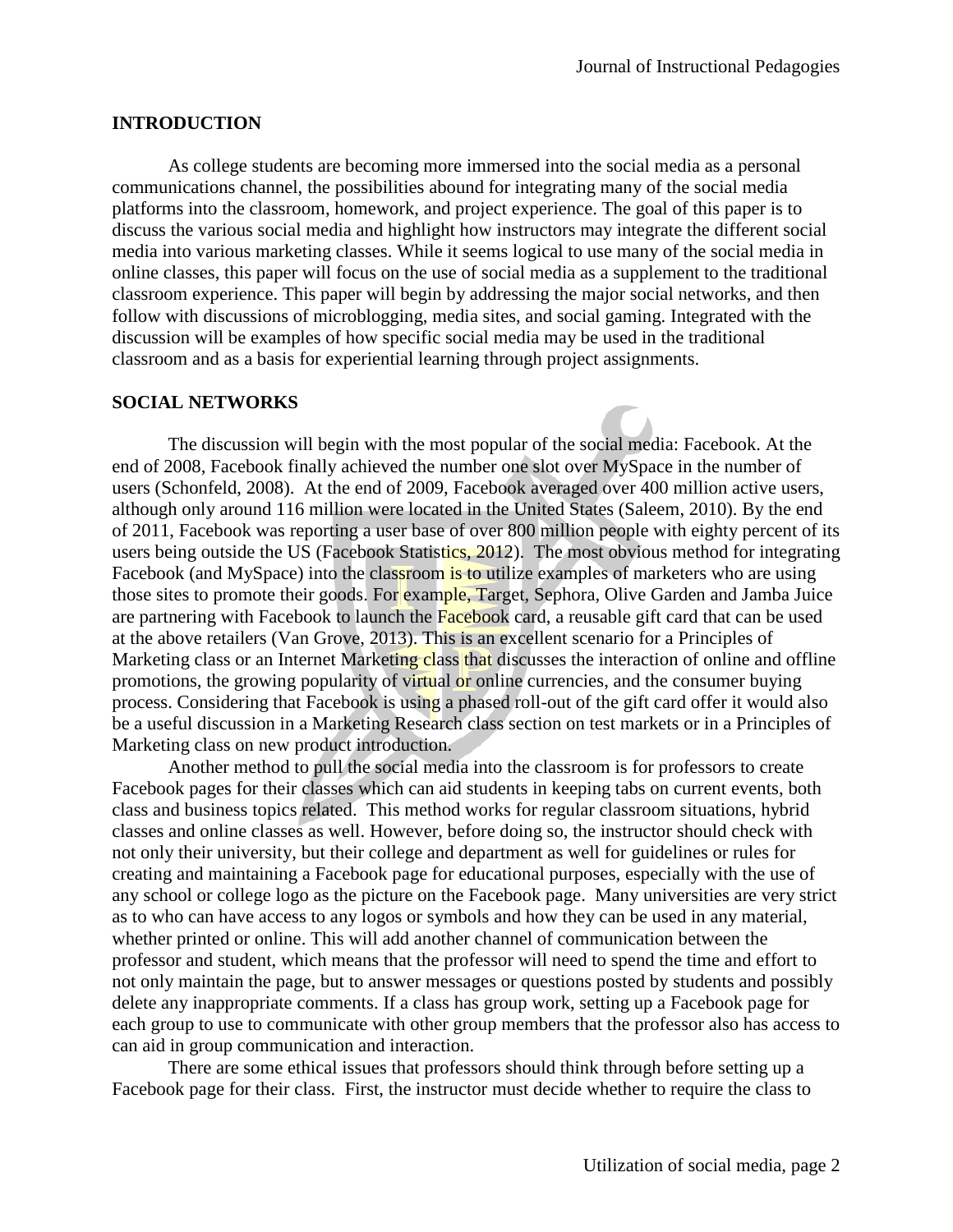## INTRODUCTION

As college students are becoming more immersed into the social media as a personal communications channel, the possibilities abound for integrating many of the social media platforms into the classroom, homework, and project experience. The goal of this paper is to discuss the various social media and highlight how instructors may integrate the different social media into various marketing classes. While it seems logical to use many of the social media in online classes, this paper will focus on the use of social media as a supplement to the traditional classroom experience. This paper will begin by addressing the major social networks, and then follow with discussions of microblogging, media sites, and social gaming. Integrated with the discussion will be examples of how specific social media may be used in the traditional classroom and as a basis for experiential learning through project assignments.

## SOCIAL NETWORKS

The discussion will begin with the most popular of the social media: Facebook. At the end of 2008, Facebook finally achieved the number one slot over MySpace in the number of users (Schonfeld, 2008). At the end of 2009, Facebook averaged over 400 million active users, although only around 116 million were located in the United States (Saleem, 2010). By the end of 2011, Facebook was reporting a user base of over 800 million people with eighty percent of its users being outside the US (Facebook Statistics, 2012). The most obvious method for integrating Facebook (and MySpace) into the classroom is to utilize examples of marketers who are using those sites to promote their goods. For example, Target, Sephora, Olive Garden and Jamba Juice are partnering with Facebook to launch the Facebook card, a reusable gift card that can be used at the above retailers (Van Grove, 2013). This is an excellent scenario for a Principles of Marketing class or an Internet Marketing class that discusses the interaction of online and offline promotions, the growing popularity of virtual or online currencies, and the consumer buying process. Considering that Facebook is using a phased roll-out of the gift card offer it would also be a useful discussion in a Marketing Research class section on test markets or in a Principles of Marketing class on new product introduction.

Another method to pull the social media into the classroom is for professors to create Facebook pages for their classes which can aid students in keeping tabs on current events, both class and business topics related. This method works for regular classroom situations, hybrid classes and online classes as well. However, before doing so, the instructor should check with not only their university, but their college and department as well for guidelines or rules for creating and maintaining a Facebook page for educational purposes, especially with the use of any school or college logo as the picture on the Facebook page. Many universities are very strict as to who can have access to any logos or symbols and how they can be used in any material, whether printed or online. This will add another channel of communication between the professor and student, which means that the professor will need to spend the time and effort to not only maintain the page, but to answer messages or questions posted by students and possibly delete any inappropriate comments. If a class has group work, setting up a Facebook page for each group to use to communicate with other group members that the professor also has access to can aid in group communication and interaction.

There are some ethical issues that professors should think through before setting up a Facebook page for their class. First, the instructor must decide whether to require the class to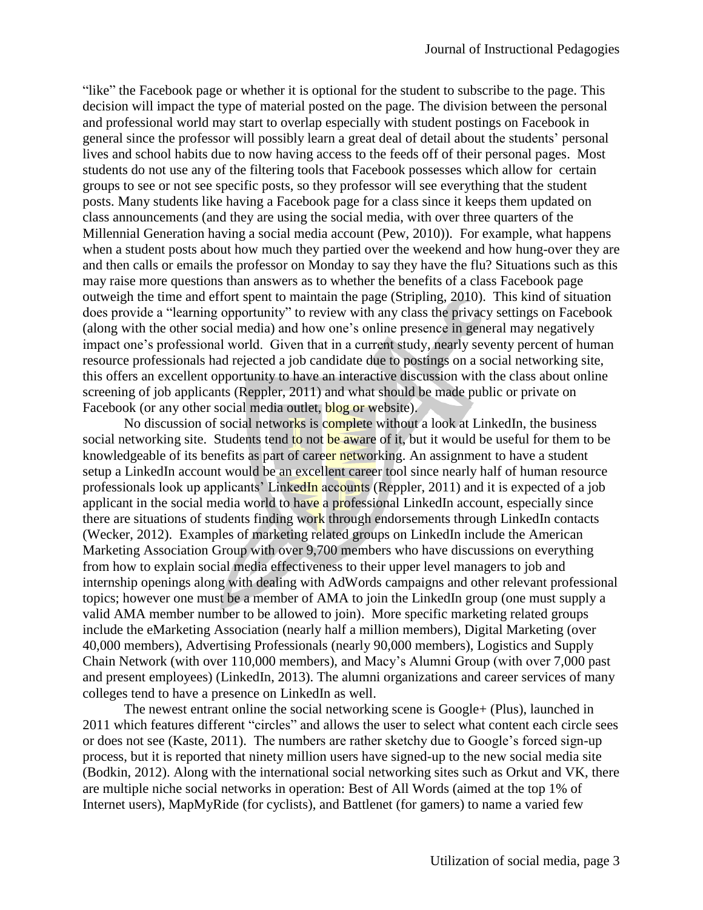"like" the Facebook page or whether it is optional for the student to subscribe to the page. This decision will impact the type of material posted on the page. The division between the personal and professional world may start to overlap especially with student postings on Facebook in general since the professor will possibly learn a great deal of detail about the students' personal lives and school habits due to now having access to the feeds off of their personal pages. Most students do not use any of the filtering tools that Facebook possesses which allow for certain groups to see or not see specific posts, so they professor will see everything that the student posts. Many students like having a Facebook page for a class since it keeps them updated on class announcements (and they are using the social media, with over three quarters of the Millennial Generation having a social media account (Pew, 2010)). For example, what happens when a student posts about how much they partied over the weekend and how hung-over they are and then calls or emails the professor on Monday to say they have the flu? Situations such as this may raise more questions than answers as to whether the benefits of a class Facebook page outweigh the time and effort spent to maintain the page (Stripling, 2010). This kind of situation does provide a "learning opportunity" to review with any class the privacy settings on Facebook (along with the other social media) and how one's online presence in general may negatively impact one's professional world. Given that in a current study, nearly seventy percent of human resource professionals had rejected a job candidate due to postings on a social networking site, this offers an excellent opportunity to have an interactive discussion with the class about online screening of job applicants (Reppler, 2011) and what should be made public or private on Facebook (or any other social media outlet, blog or website).

No discussion of social networks is complete without a look at LinkedIn, the business social networking site. Students tend to not be aware of it, but it would be useful for them to be knowledgeable of its benefits as part of career networking. An assignment to have a student setup a LinkedIn account would be an excellent career tool since nearly half of human resource professionals look up applicants' LinkedIn accounts (Reppler, 2011) and it is expected of a job applicant in the social media world to have a professional LinkedIn account, especially since there are situations of students finding work through endorsements through LinkedIn contacts (Wecker, 2012). Examples of marketing related groups on LinkedIn include the American Marketing Association Group with over 9,700 members who have discussions on everything from how to explain social media effectiveness to their upper level managers to job and internship openings along with dealing with AdWords campaigns and other relevant professional topics; however one must be a member of AMA to join the LinkedIn group (one must supply a valid AMA member number to be allowed to join). More specific marketing related groups include the eMarketing Association (nearly half a million members), Digital Marketing (over 40,000 members), Advertising Professionals (nearly 90,000 members), Logistics and Supply Chain Network (with over 110,000 members), and Macy's Alumni Group (with over 7,000 past and present employees) (LinkedIn, 2013). The alumni organizations and career services of many colleges tend to have a presence on LinkedIn as well.

The newest entrant online the social networking scene is Google+ (Plus), launched in 2011 which features different "circles" and allows the user to select what content each circle sees or does not see (Kaste, 2011). The numbers are rather sketchy due to Google's forced sign-up process, but it is reported that ninety million users have signed-up to the new social media site (Bodkin, 2012). Along with the international social networking sites such as Orkut and VK, there are multiple niche social networks in operation: Best of All Words (aimed at the top 1% of Internet users), MapMyRide (for cyclists), and Battlenet (for gamers) to name a varied few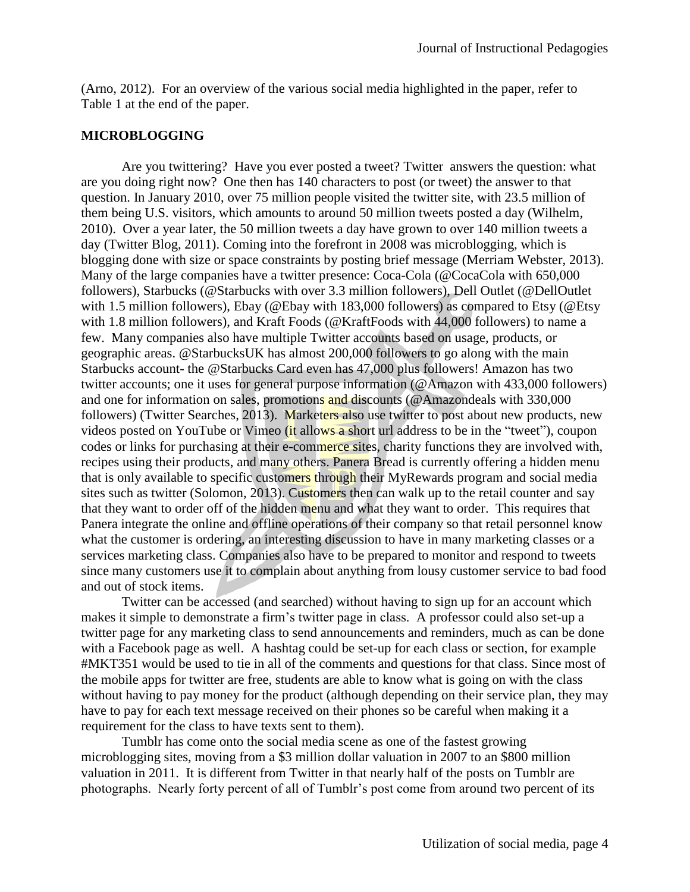(Arno, 2012). For an overview of the various social media highlighted in the paper, refer to Table 1 at the end of the paper.

## MICROBLOGGING

Are you twittering? Have you ever posted a tweet? Twitter answers the question: what are you doing right now? One then has 140 characters to post (or tweet) the answer to that question. In January 2010, over 75 million people visited the twitter site, with 23.5 million of them being U.S. visitors, which amounts to around 50 million tweets posted a day (Wilhelm, 2010). Over a year later, the 50 million tweets a day have grown to over 140 million tweets a day (Twitter Blog, 2011). Coming into the forefront in 2008 was microblogging, which is blogging done with size or space constraints by posting brief message (Merriam Webster, 2013). Many of the large companies have a twitter presence: Coca-Cola (@CocaCola with 650,000 followers), Starbucks (@Starbucks with over 3.3 million followers), Dell Outlet (@DellOutlet with 1.5 million followers), Ebay (@Ebay with 183,000 followers) as compared to Etsy (@Etsy with 1.8 million followers), and Kraft Foods (@KraftFoods with 44,000 followers) to name a few. Many companies also have multiple Twitter accounts based on usage, products, or geographic areas. @StarbucksUK has almost 200,000 followers to go along with the main Starbucks account- the @Starbucks Card even has 47,000 plus followers! Amazon has two twitter accounts; one it uses for general purpose information (@Amazon with 433,000 followers) and one for information on sales, promotions and discounts (@Amazondeals with 330,000 followers) (Twitter Searches, 2013). Marketers also use twitter to post about new products, new videos posted on YouTube or Vimeo (it allows a short url address to be in the "tweet"), coupon codes or links for purchasing at their e-commerce sites, charity functions they are involved with, recipes using their products, and many others. Panera Bread is currently offering a hidden menu that is only available to specific customers through their MyRewards program and social media sites such as twitter (Solomon, 2013). Customers then can walk up to the retail counter and say that they want to order off of the hidden menu and what they want to order. This requires that Panera integrate the online and offline operations of their company so that retail personnel know what the customer is ordering, an interesting discussion to have in many marketing classes or a services marketing class. Companies also have to be prepared to monitor and respond to tweets since many customers use it to complain about anything from lousy customer service to bad food and out of stock items.

Twitter can be accessed (and searched) without having to sign up for an account which makes it simple to demonstrate a firm's twitter page in class. A professor could also set-up a twitter page for any marketing class to send announcements and reminders, much as can be done with a Facebook page as well. A hashtag could be set-up for each class or section, for example #MKT351 would be used to tie in all of the comments and questions for that class. Since most of the mobile apps for twitter are free, students are able to know what is going on with the class without having to pay money for the product (although depending on their service plan, they may have to pay for each text message received on their phones so be careful when making it a requirement for the class to have texts sent to them).

Tumblr has come onto the social media scene as one of the fastest growing microblogging sites, moving from a \$3 million dollar valuation in 2007 to an \$800 million valuation in 2011. It is different from Twitter in that nearly half of the posts on Tumblr are photographs. Nearly forty percent of all of Tumblr's post come from around two percent of its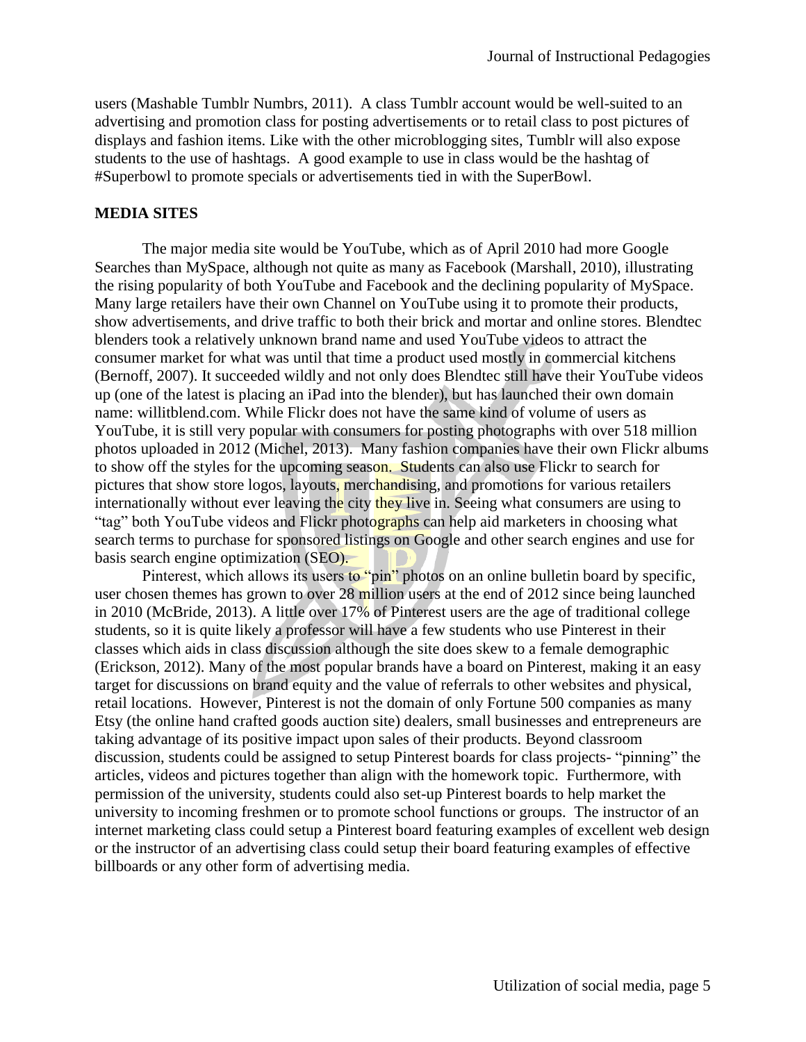users (Mashable Tumblr Numbrs, 2011). A class Tumblr account would be well-suited to an advertising and promotion class for posting advertisements or to retail class to post pictures of displays and fashion items. Like with the other microblogging sites, Tumblr will also expose students to the use of hashtags. A good example to use in class would be the hashtag of #Superbowl to promote specials or advertisements tied in with the SuperBowl.

## MEDIA SITES

The major media site would be YouTube, which as of April 2010 had more Google Searches than MySpace, although not quite as many as Facebook (Marshall, 2010), illustrating the rising popularity of both YouTube and Facebook and the declining popularity of MySpace. Many large retailers have their own Channel on YouTube using it to promote their products, show advertisements, and drive traffic to both their brick and mortar and online stores. Blendtec blenders took a relatively unknown brand name and used YouTube videos to attract the consumer market for what was until that time a product used mostly in commercial kitchens (Bernoff, 2007). It succeeded wildly and not only does Blendtec still have their YouTube videos up (one of the latest is placing an iPad into the blender), but has launched their own domain name: willitblend.com. While Flickr does not have the same kind of volume of users as YouTube, it is still very popular with consumers for posting photographs with over 518 million photos uploaded in 2012 (Michel, 2013). Many fashion companies have their own Flickr albums to show off the styles for the upcoming season. Students can also use Flickr to search for pictures that show store logos, layouts, merchandising, and promotions for various retailers internationally without ever leaving the city they live in. Seeing what consumers are using to "tag" both YouTube videos and Flickr photographs can help aid marketers in choosing what search terms to purchase for sponsored listings on Google and other search engines and use for basis search engine optimization (SEO).

Pinterest, which allows its users to "pin" photos on an online bulletin board by specific, user chosen themes has grown to over 28 million users at the end of 2012 since being launched in 2010 (McBride, 2013). A little over 17% of Pinterest users are the age of traditional college students, so it is quite likely a professor will have a few students who use Pinterest in their classes which aids in class discussion although the site does skew to a female demographic (Erickson, 2012). Many of the most popular brands have a board on Pinterest, making it an easy target for discussions on brand equity and the value of referrals to other websites and physical, retail locations. However, Pinterest is not the domain of only Fortune 500 companies as many Etsy (the online hand crafted goods auction site) dealers, small businesses and entrepreneurs are taking advantage of its positive impact upon sales of their products. Beyond classroom discussion, students could be assigned to setup Pinterest boards for class projects- "pinning" the articles, videos and pictures together than align with the homework topic. Furthermore, with permission of the university, students could also set-up Pinterest boards to help market the university to incoming freshmen or to promote school functions or groups. The instructor of an internet marketing class could setup a Pinterest board featuring examples of excellent web design or the instructor of an advertising class could setup their board featuring examples of effective billboards or any other form of advertising media.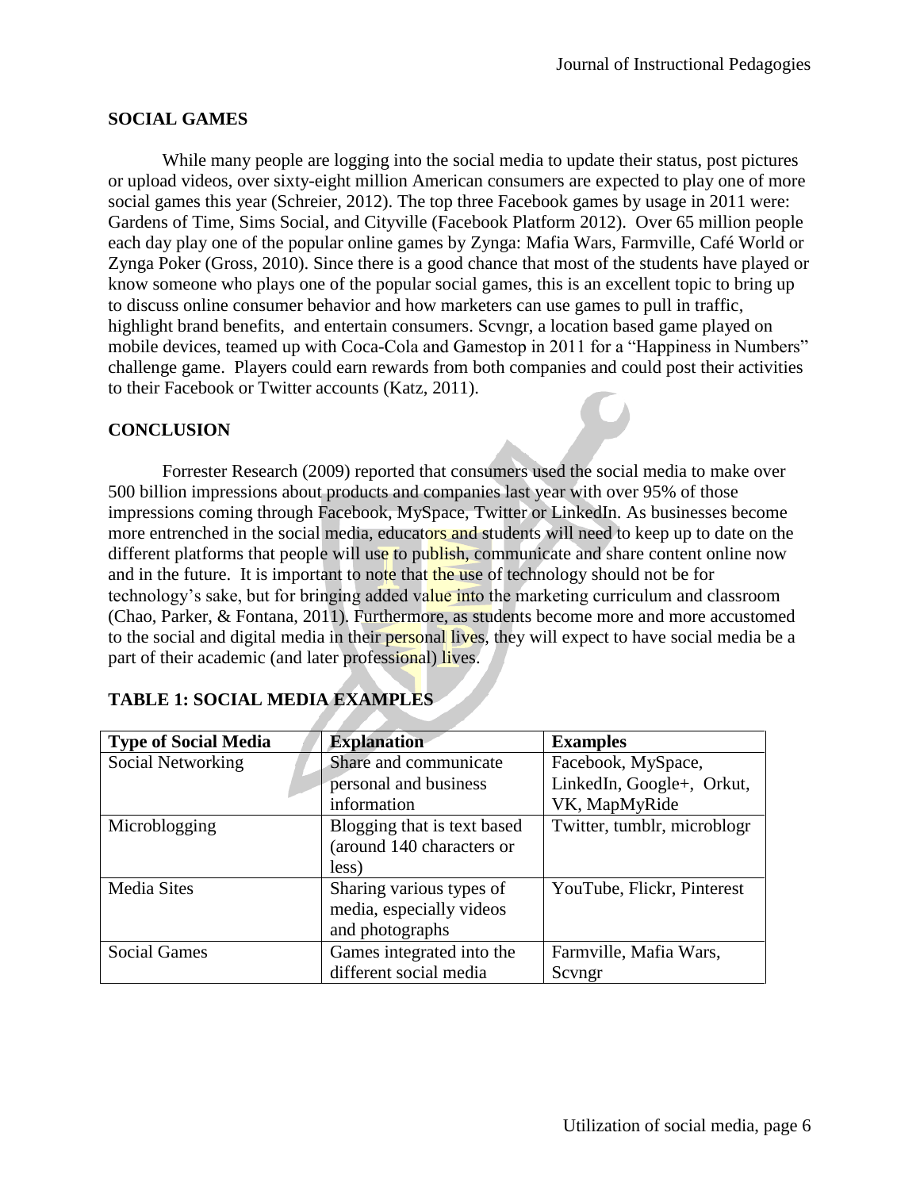## SOCIAL GAMES

While many people are logging into the social media to update their status, post pictures or upload videos, over sixty-eight million American consumers are expected to play one of more social games this year (Schreier, 2012). The top three Facebook games by usage in 2011 were: Gardens of Time, Sims Social, and Cityville (Facebook Platform 2012). Over 65 million people each day play one of the popular online games by Zynga: Mafia Wars, Farmville, Café World or Zynga Poker (Gross, 2010). Since there is a good chance that most of the students have played or know someone who plays one of the popular social games, this is an excellent topic to bring up to discuss online consumer behavior and how marketers can use games to pull in traffic, highlight brand benefits, and entertain consumers. Scvngr, a location based game played on mobile devices, teamed up with Coca-Cola and Gamestop in 2011 for a "Happiness in Numbers" challenge game. Players could earn rewards from both companies and could post their activities to their Facebook or Twitter accounts (Katz, 2011).

## CONCLUSION

Forrester Research (2009) reported that consumers used the social media to make over 500 billion impressions about products and companies last year with over 95% of those impressions coming through Facebook, MySpace, Twitter or LinkedIn. As businesses become more entrenched in the social media, educators and students will need to keep up to date on the different platforms that people will use to publish, communicate and share content online now and in the future. It is important to note that the use of technology should not be for technology's sake, but for bringing added value into the marketing curriculum and classroom (Chao, Parker, & Fontana, 2011). Furthermore, as students become more and more accustomed to the social and digital media in their personal lives, they will expect to have social media be a part of their academic (and later professional) lives.

## TABLE 1: SOCIAL MEDIA EXAMPLES

| Type of Social Media | Explanation | Examples |
|---|---|---|
| Social Networking | Share and communicate personal and business information | Facebook, MySpace, LinkedIn, Google+, Orkut, VK, MapMyRide |
| Microblogging | Blogging that is text based (around 140 characters or less) | Twitter, tumblr, microblogr |
| Media Sites | Sharing various types of media, especially videos and photographs | YouTube, Flickr, Pinterest |
| Social Games | Games integrated into the different social media | Farmville, Mafia Wars, Scvngr |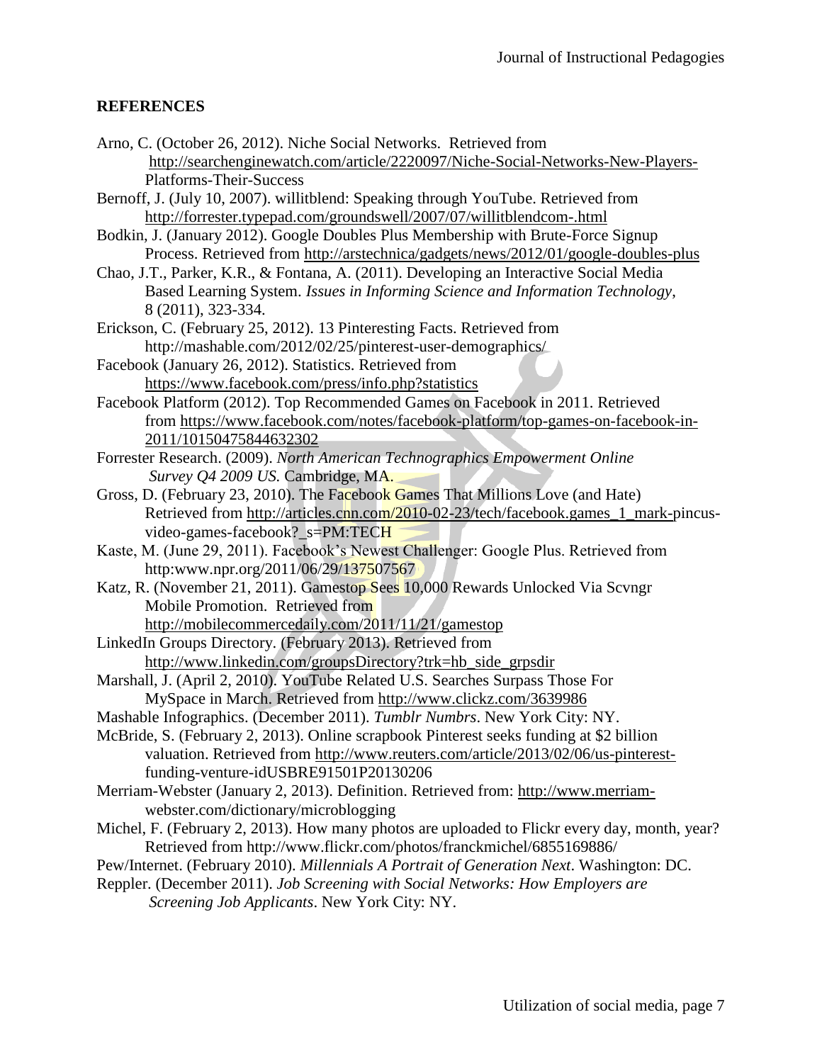## REFERENCES

Arno, C. (October 26, 2012). Niche Social Networks. Retrieved from http://searchenginewatch.com/article/2220097/Niche-Social-Networks-New-Players-Platforms-Their-Success

Bernoff, J. (July 10, 2007). willitblend: Speaking through YouTube. Retrieved from http://forrester.typepad.com/groundswell/2007/07/willitblendcom-.html

Bodkin, J. (January 2012). Google Doubles Plus Membership with Brute-Force Signup Process. Retrieved from http://arstechnica/gadgets/news/2012/01/google-doubles-plus

Chao, J.T., Parker, K.R., & Fontana, A. (2011). Developing an Interactive Social Media Based Learning System. *Issues in Informing Science and Information Technology*, 8 (2011), 323-334.

Erickson, C. (February 25, 2012). 13 Pinteresting Facts. Retrieved from http://mashable.com/2012/02/25/pinterest-user-demographics/

Facebook (January 26, 2012). Statistics. Retrieved from https://www.facebook.com/press/info.php?statistics

Facebook Platform (2012). Top Recommended Games on Facebook in 2011. Retrieved from https://www.facebook.com/notes/facebook-platform/top-games-on-facebook-in-2011/10150475844632302

Forrester Research. (2009). *North American Technographics Empowerment Online Survey Q4 2009 US.* Cambridge, MA.

Gross, D. (February 23, 2010). The Facebook Games That Millions Love (and Hate) Retrieved from http://articles.cnn.com/2010-02-23/tech/facebook.games_1_mark-pincus-video-games-facebook?_s=PM:TECH

Kaste, M. (June 29, 2011). Facebook's Newest Challenger: Google Plus. Retrieved from http:www.npr.org/2011/06/29/137507567

Katz, R. (November 21, 2011). Gamestop Sees 10,000 Rewards Unlocked Via Scvngr Mobile Promotion. Retrieved from http://mobilecommercedaily.com/2011/11/21/gamestop

LinkedIn Groups Directory. (February 2013). Retrieved from http://www.linkedin.com/groupsDirectory?trk=hb_side_grpsdir

Marshall, J. (April 2, 2010). YouTube Related U.S. Searches Surpass Those For MySpace in March. Retrieved from http://www.clickz.com/3639986

Mashable Infographics. (December 2011). *Tumblr Numbrs*. New York City: NY.

McBride, S. (February 2, 2013). Online scrapbook Pinterest seeks funding at $2 billion valuation. Retrieved from http://www.reuters.com/article/2013/02/06/us-pinterest-funding-venture-idUSBRE91501P20130206

Merriam-Webster (January 2, 2013). Definition. Retrieved from: http://www.merriam-webster.com/dictionary/microblogging

Michel, F. (February 2, 2013). How many photos are uploaded to Flickr every day, month, year? Retrieved from http://www.flickr.com/photos/franckmichel/6855169886/

Pew/Internet. (February 2010). *Millennials A Portrait of Generation Next*. Washington: DC.

Reppler. (December 2011). *Job Screening with Social Networks: How Employers are Screening Job Applicants*. New York City: NY.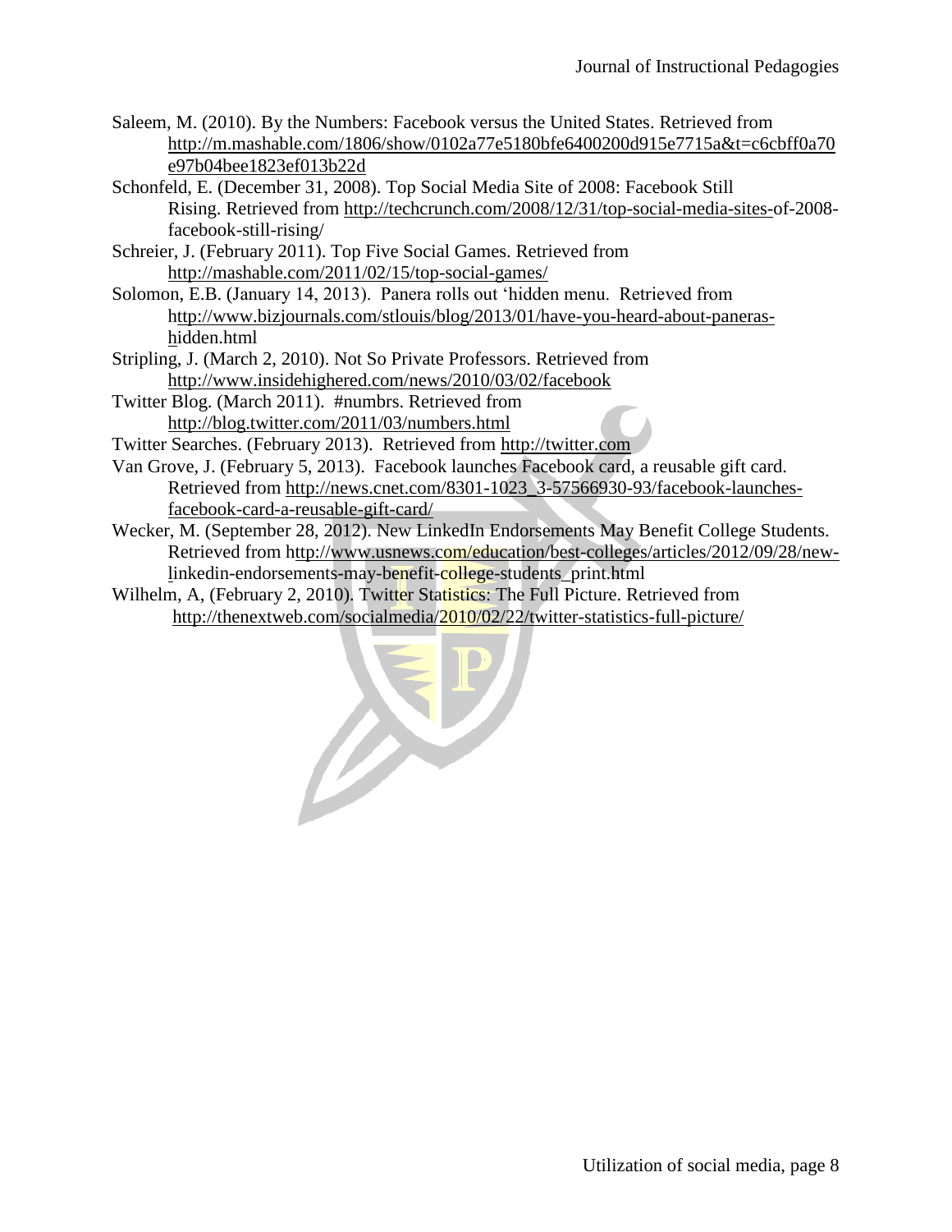Saleem, M. (2010). By the Numbers: Facebook versus the United States. Retrieved from http://m.mashable.com/1806/show/0102a77e5180bfe6400200d915e7715a&t=c6cbff0a70e97b04bee1823ef013b22d

Schonfeld, E. (December 31, 2008). Top Social Media Site of 2008: Facebook Still Rising. Retrieved from http://techcrunch.com/2008/12/31/top-social-media-sites-of-2008-facebook-still-rising/

Schreier, J. (February 2011). Top Five Social Games. Retrieved from http://mashable.com/2011/02/15/top-social-games/

Solomon, E.B. (January 14, 2013). Panera rolls out 'hidden menu. Retrieved from http://www.bizjournals.com/stlouis/blog/2013/01/have-you-heard-about-paneras-hidden.html

Stripling, J. (March 2, 2010). Not So Private Professors. Retrieved from http://www.insidehighered.com/news/2010/03/02/facebook

Twitter Blog. (March 2011). #numbrs. Retrieved from http://blog.twitter.com/2011/03/numbers.html

Twitter Searches. (February 2013). Retrieved from http://twitter.com

Van Grove, J. (February 5, 2013). Facebook launches Facebook card, a reusable gift card. Retrieved from http://news.cnet.com/8301-1023_3-57566930-93/facebook-launches-facebook-card-a-reusable-gift-card/

Wecker, M. (September 28, 2012). New LinkedIn Endorsements May Benefit College Students. Retrieved from http://www.usnews.com/education/best-colleges/articles/2012/09/28/new-linkedin-endorsements-may-benefit-college-students_print.html

Wilhelm, A, (February 2, 2010). Twitter Statistics: The Full Picture. Retrieved from http://thenextweb.com/socialmedia/2010/02/22/twitter-statistics-full-picture/